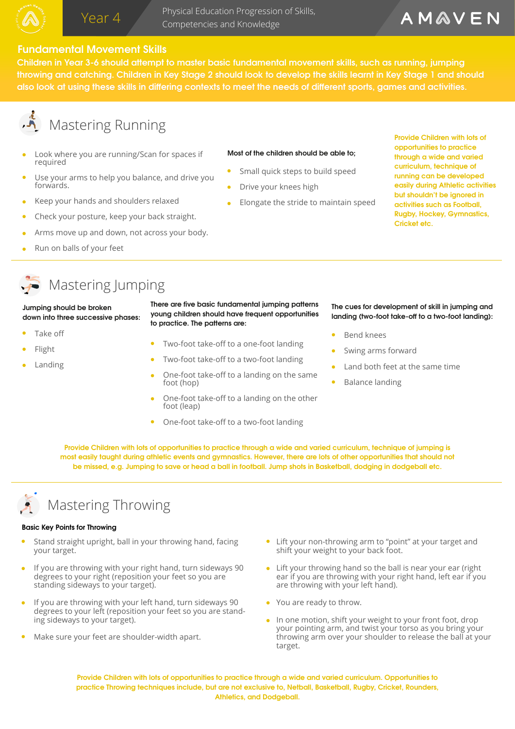Year 4 — Physical Education Progression of Skills, Competencies and Knowledge

AMAVEN

## Fundamental Movement Skills

**Children in Year 3-6 should attempt to master basic fundamental movement skills, such as running, jumping throwing and catching. Children in Key Stage 2 should look to develop the skills learnt in Key Stage 1 and should also look at using these skills in differing contexts to meet the needs of different sports, games and activities.**

## Mastering Running

- Look where you are running/Scan for spaces if required
- Use your arms to help you balance, and drive you forwards.
- Keep your hands and shoulders relaxed
- Check your posture, keep your back straight.
- Arms move up and down, not across your body.
- Run on balls of your feet

**Most of the children should be able to;**

- Small quick steps to build speed
- Drive your knees high
- Elongate the stride to maintain speed

**Provide Children with lots of opportunities to practice through a wide and varied curriculum, technique of running can be developed easily during Athletic activities but shouldn't be ignored in activities such as Football, Rugby, Hockey, Gymnastics, Cricket etc.**

## Mastering Jumping

**Jumping should be broken down into three successive phases:**

- Take off
- Flight
- Landing

**There are five basic fundamental jumping patterns young children should have frequent opportunities to practice. The patterns are:**

- Two-foot take-off to a one-foot landing
- Two-foot take-off to a two-foot landing
- One-foot take-off to a landing on the same foot (hop)
- One-foot take-off to a landing on the other foot (leap)
- One-foot take-off to a two-foot landing

**The cues for development of skill in jumping and landing (two-foot take-off to a two-foot landing):**

- Bend knees
- Swing arms forward
- Land both feet at the same time
- Balance landing

**Provide Children with lots of opportunities to practice through a wide and varied curriculum, technique of jumping is most easily taught during athletic events and gymnastics. However, there are lots of other opportunities that should not be missed, e.g. Jumping to save or head a ball in football. Jump shots in Basketball, dodging in dodgeball etc.**

## Mastering Throwing

**Basic Key Points for Throwing**

- Stand straight upright, ball in your throwing hand, facing your target.
- If you are throwing with your right hand, turn sideways 90 degrees to your right (reposition your feet so you are standing sideways to your target).
- If you are throwing with your left hand, turn sideways 90 degrees to your left (reposition your feet so you are standing sideways to your target).
- Make sure your feet are shoulder-width apart.
- Lift your non-throwing arm to "point" at your target and shift your weight to your back foot.
- Lift your throwing hand so the ball is near your ear (right ear if you are throwing with your right hand, left ear if you are throwing with your left hand).
- You are ready to throw.
- In one motion, shift your weight to your front foot, drop your pointing arm, and twist your torso as you bring your throwing arm over your shoulder to release the ball at your target.

**Provide Children with lots of opportunities to practice through a wide and varied curriculum. Opportunities to practice Throwing techniques include, but are not exclusive to, Netball, Basketball, Rugby, Cricket, Rounders, Athletics, and Dodgeball.**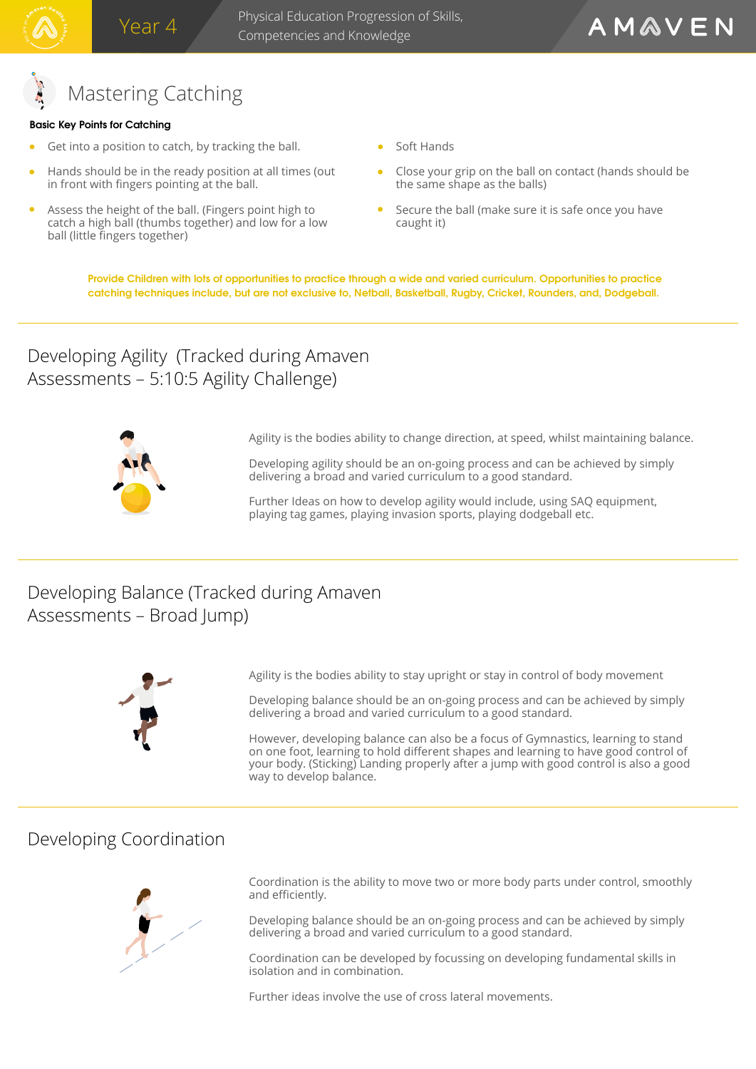# Mastering Catching

**Basic Key Points for Catching**

- Get into a position to catch, by tracking the ball.
- Hands should be in the ready position at all times (out in front with fingers pointing at the ball.
- Assess the height of the ball. (Fingers point high to catch a high ball (thumbs together) and low for a low ball (little fingers together)
- Soft Hands
- Close your grip on the ball on contact (hands should be the same shape as the balls)
- Secure the ball (make sure it is safe once you have caught it)

**Provide Children with lots of opportunities to practice through a wide and varied curriculum. Opportunities to practice catching techniques include, but are not exclusive to, Netball, Basketball, Rugby, Cricket, Rounders, and, Dodgeball.**

## Developing Agility (Tracked during Amaven Assessments – 5:10:5 Agility Challenge)

Agility is the bodies ability to change direction, at speed, whilst maintaining balance.

Developing agility should be an on-going process and can be achieved by simply delivering a broad and varied curriculum to a good standard.

Further Ideas on how to develop agility would include, using SAQ equipment, playing tag games, playing invasion sports, playing dodgeball etc.

## Developing Balance (Tracked during Amaven Assessments – Broad Jump)

Agility is the bodies ability to stay upright or stay in control of body movement

Developing balance should be an on-going process and can be achieved by simply delivering a broad and varied curriculum to a good standard.

However, developing balance can also be a focus of Gymnastics, learning to stand on one foot, learning to hold different shapes and learning to have good control of your body. (Sticking) Landing properly after a jump with good control is also a good way to develop balance.

## Developing Coordination

Coordination is the ability to move two or more body parts under control, smoothly and efficiently.

Developing balance should be an on-going process and can be achieved by simply delivering a broad and varied curriculum to a good standard.

Coordination can be developed by focussing on developing fundamental skills in isolation and in combination.

Further ideas involve the use of cross lateral movements.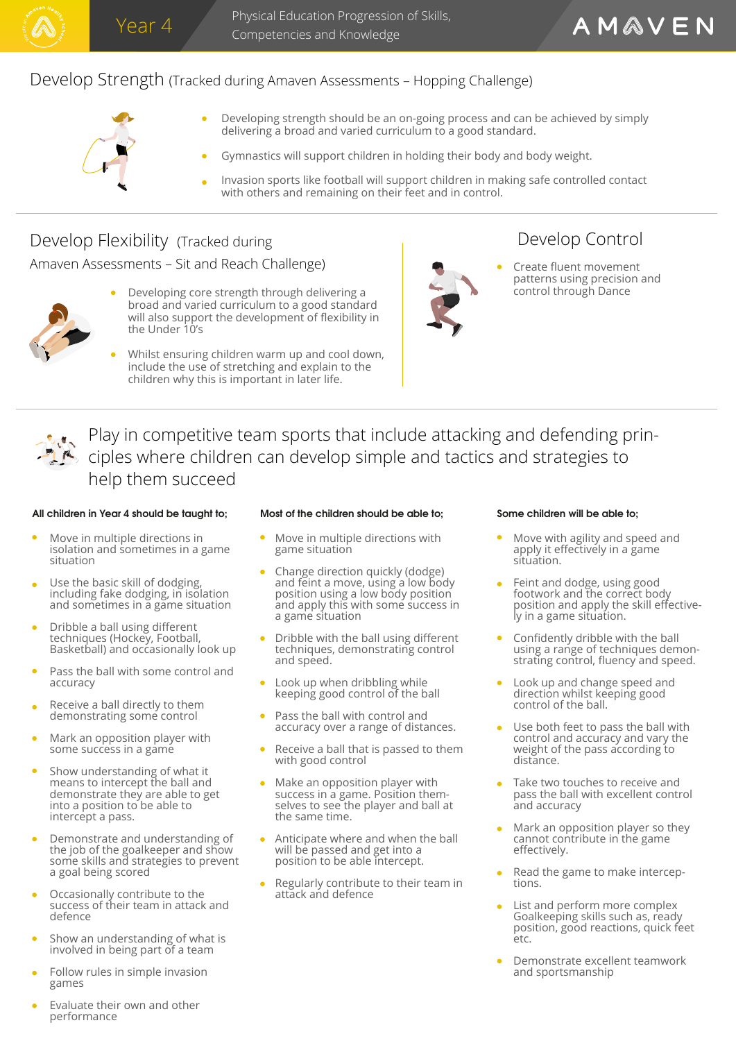# Year 4 — Physical Education Progression of Skills, Competencies and Knowledge

## Develop Strength (Tracked during Amaven Assessments – Hopping Challenge)

- Developing strength should be an on-going process and can be achieved by simply delivering a broad and varied curriculum to a good standard.
- Gymnastics will support children in holding their body and body weight.
- Invasion sports like football will support children in making safe controlled contact with others and remaining on their feet and in control.

## Develop Flexibility (Tracked during Amaven Assessments – Sit and Reach Challenge)

- Developing core strength through delivering a broad and varied curriculum to a good standard will also support the development of flexibility in the Under 10's
- Whilst ensuring children warm up and cool down, include the use of stretching and explain to the children why this is important in later life.

## Develop Control

- Create fluent movement patterns using precision and control through Dance

## Play in competitive team sports that include attacking and defending principles where children can develop simple and tactics and strategies to help them succeed

**All children in Year 4 should be taught to;**

- Move in multiple directions in isolation and sometimes in a game situation
- Use the basic skill of dodging, including fake dodging, in isolation and sometimes in a game situation
- Dribble a ball using different techniques (Hockey, Football, Basketball) and occasionally look up
- Pass the ball with some control and accuracy
- Receive a ball directly to them demonstrating some control
- Mark an opposition player with some success in a game
- Show understanding of what it means to intercept the ball and demonstrate they are able to get into a position to be able to intercept a pass.
- Demonstrate and understanding of the job of the goalkeeper and show some skills and strategies to prevent a goal being scored
- Occasionally contribute to the success of their team in attack and defence
- Show an understanding of what is involved in being part of a team
- Follow rules in simple invasion games
- Evaluate their own and other performance

**Most of the children should be able to;**

- Move in multiple directions with game situation
- Change direction quickly (dodge) and feint a move, using a low body position using a low body position and apply this with some success in a game situation
- Dribble with the ball using different techniques, demonstrating control and speed.
- Look up when dribbling while keeping good control of the ball
- Pass the ball with control and accuracy over a range of distances.
- Receive a ball that is passed to them with good control
- Make an opposition player with success in a game. Position themselves to see the player and ball at the same time.
- Anticipate where and when the ball will be passed and get into a position to be able intercept.
- Regularly contribute to their team in attack and defence

**Some children will be able to;**

- Move with agility and speed and apply it effectively in a game situation.
- Feint and dodge, using good footwork and the correct body position and apply the skill effectively in a game situation.
- Confidently dribble with the ball using a range of techniques demonstrating control, fluency and speed.
- Look up and change speed and direction whilst keeping good control of the ball.
- Use both feet to pass the ball with control and accuracy and vary the weight of the pass according to distance.
- Take two touches to receive and pass the ball with excellent control and accuracy
- Mark an opposition player so they cannot contribute in the game effectively.
- Read the game to make interceptions.
- List and perform more complex Goalkeeping skills such as, ready position, good reactions, quick feet etc.
- Demonstrate excellent teamwork and sportsmanship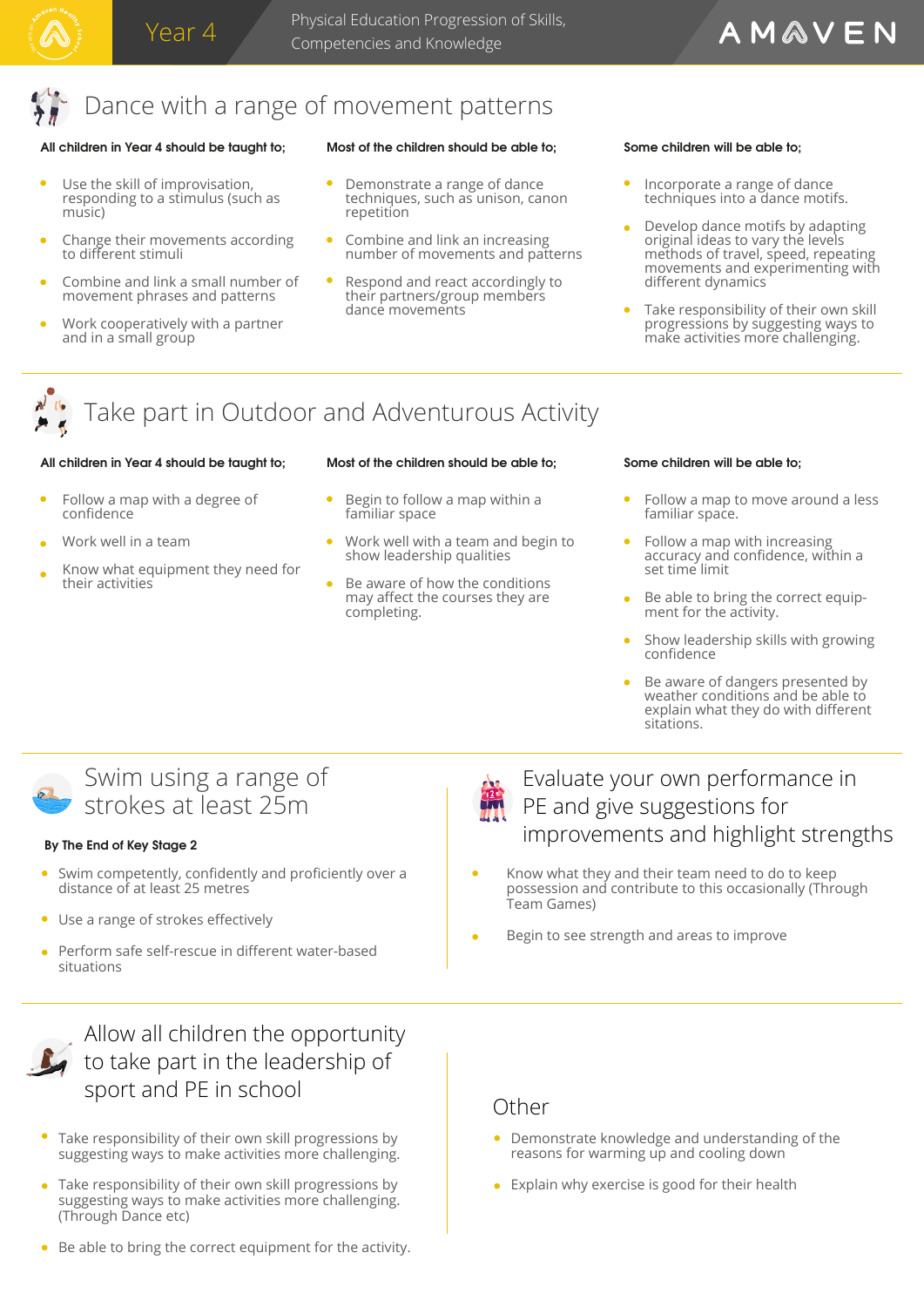# Year 4

Physical Education Progression of Skills, Competencies and Knowledge

## Dance with a range of movement patterns

**All children in Year 4 should be taught to;**

- Use the skill of improvisation, responding to a stimulus (such as music)
- Change their movements according to different stimuli
- Combine and link a small number of movement phrases and patterns
- Work cooperatively with a partner and in a small group

**Most of the children should be able to;**

- Demonstrate a range of dance techniques, such as unison, canon repetition
- Combine and link an increasing number of movements and patterns
- Respond and react accordingly to their partners/group members dance movements

**Some children will be able to;**

- Incorporate a range of dance techniques into a dance motifs.
- Develop dance motifs by adapting original ideas to vary the levels methods of travel, speed, repeating movements and experimenting with different dynamics
- Take responsibility of their own skill progressions by suggesting ways to make activities more challenging.

## Take part in Outdoor and Adventurous Activity

**All children in Year 4 should be taught to;**

- Follow a map with a degree of confidence
- Work well in a team
- Know what equipment they need for their activities

**Most of the children should be able to;**

- Begin to follow a map within a familiar space
- Work well with a team and begin to show leadership qualities
- Be aware of how the conditions may affect the courses they are completing.

**Some children will be able to;**

- Follow a map to move around a less familiar space.
- Follow a map with increasing accuracy and confidence, within a set time limit
- Be able to bring the correct equipment for the activity.
- Show leadership skills with growing confidence
- Be aware of dangers presented by weather conditions and be able to explain what they do with different sitations.

## Swim using a range of strokes at least 25m

**By The End of Key Stage 2**

- Swim competently, confidently and proficiently over a distance of at least 25 metres
- Use a range of strokes effectively
- Perform safe self-rescue in different water-based situations

## Evaluate your own performance in PE and give suggestions for improvements and highlight strengths

- Know what they and their team need to do to keep possession and contribute to this occasionally (Through Team Games)
- Begin to see strength and areas to improve

## Allow all children the opportunity to take part in the leadership of sport and PE in school

- Take responsibility of their own skill progressions by suggesting ways to make activities more challenging.
- Take responsibility of their own skill progressions by suggesting ways to make activities more challenging. (Through Dance etc)
- Be able to bring the correct equipment for the activity.

## Other

- Demonstrate knowledge and understanding of the reasons for warming up and cooling down
- Explain why exercise is good for their health